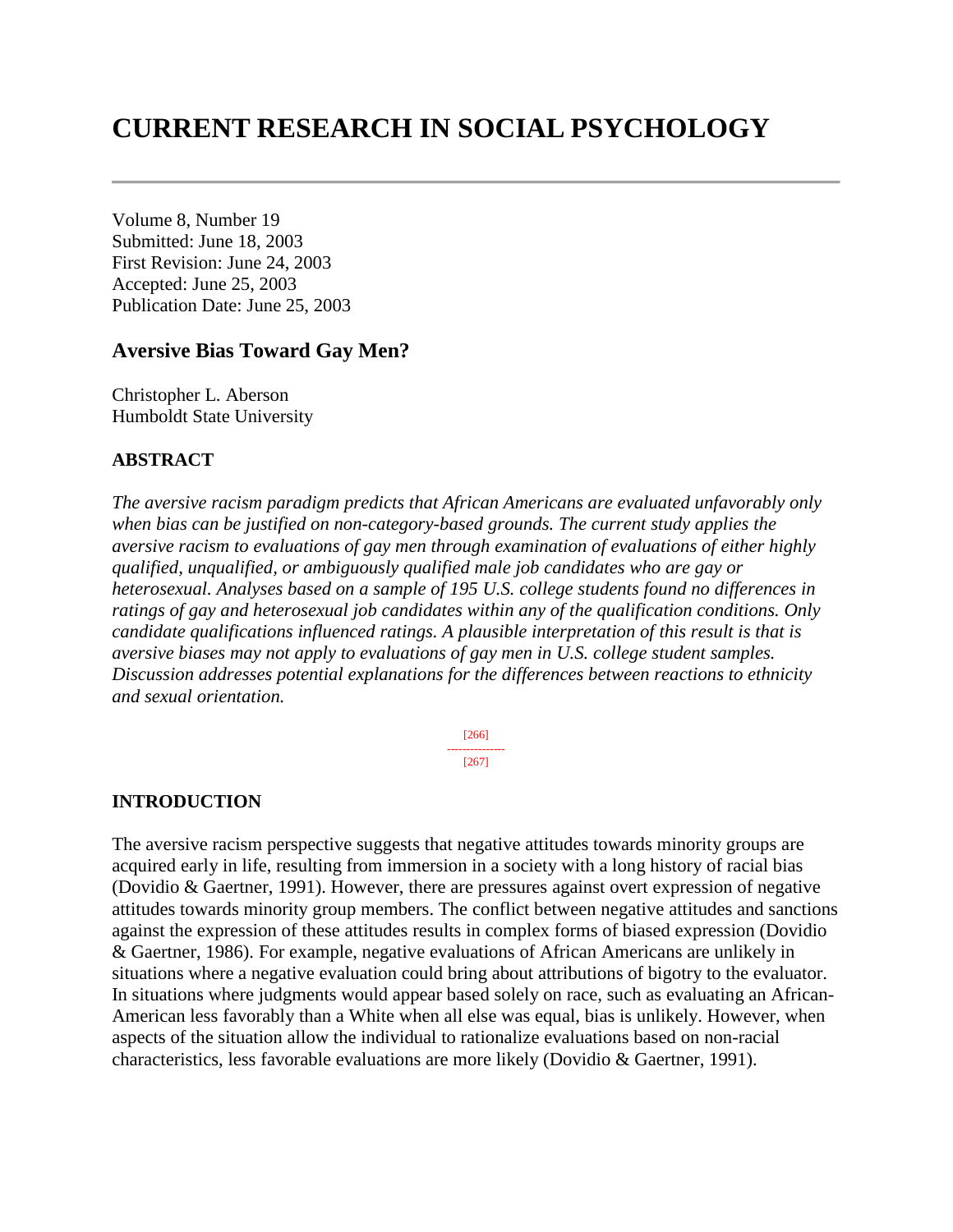# CURRENT RESEARCH IN SOCIAL PSYCHOLOGY

---

Volume 8, Number 19
Submitted: June 18, 2003
First Revision: June 24, 2003
Accepted: June 25, 2003
Publication Date: June 25, 2003

## Aversive Bias Toward Gay Men?

Christopher L. Aberson
Humboldt State University

### ABSTRACT

*The aversive racism paradigm predicts that African Americans are evaluated unfavorably only when bias can be justified on non-category-based grounds. The current study applies the aversive racism to evaluations of gay men through examination of evaluations of either highly qualified, unqualified, or ambiguously qualified male job candidates who are gay or heterosexual. Analyses based on a sample of 195 U.S. college students found no differences in ratings of gay and heterosexual job candidates within any of the qualification conditions. Only candidate qualifications influenced ratings. A plausible interpretation of this result is that is aversive biases may not apply to evaluations of gay men in U.S. college student samples. Discussion addresses potential explanations for the differences between reactions to ethnicity and sexual orientation.*

[266]
---------------
[267]

### INTRODUCTION

The aversive racism perspective suggests that negative attitudes towards minority groups are acquired early in life, resulting from immersion in a society with a long history of racial bias (Dovidio & Gaertner, 1991). However, there are pressures against overt expression of negative attitudes towards minority group members. The conflict between negative attitudes and sanctions against the expression of these attitudes results in complex forms of biased expression (Dovidio & Gaertner, 1986). For example, negative evaluations of African Americans are unlikely in situations where a negative evaluation could bring about attributions of bigotry to the evaluator. In situations where judgments would appear based solely on race, such as evaluating an African-American less favorably than a White when all else was equal, bias is unlikely. However, when aspects of the situation allow the individual to rationalize evaluations based on non-racial characteristics, less favorable evaluations are more likely (Dovidio & Gaertner, 1991).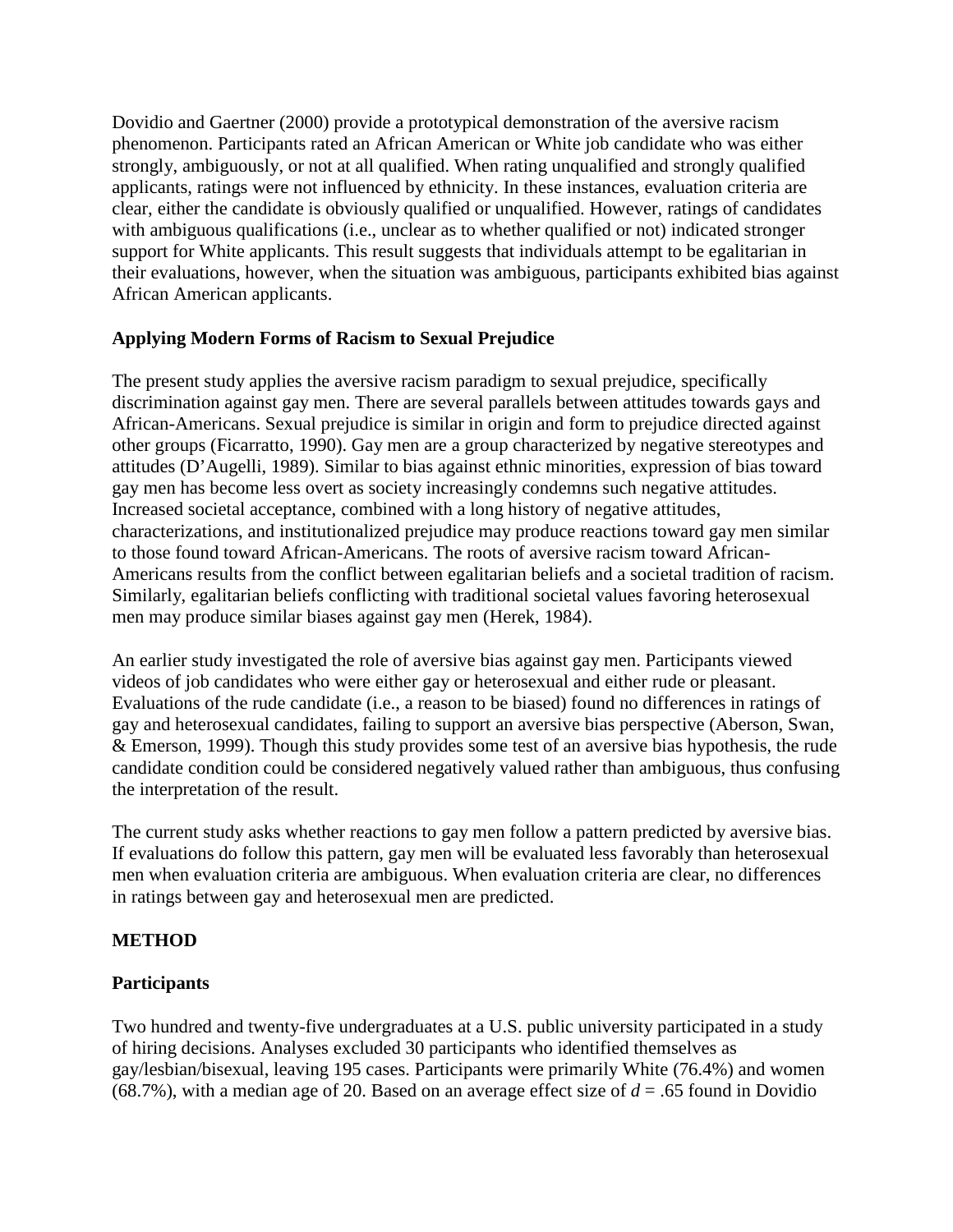Dovidio and Gaertner (2000) provide a prototypical demonstration of the aversive racism phenomenon. Participants rated an African American or White job candidate who was either strongly, ambiguously, or not at all qualified. When rating unqualified and strongly qualified applicants, ratings were not influenced by ethnicity. In these instances, evaluation criteria are clear, either the candidate is obviously qualified or unqualified. However, ratings of candidates with ambiguous qualifications (i.e., unclear as to whether qualified or not) indicated stronger support for White applicants. This result suggests that individuals attempt to be egalitarian in their evaluations, however, when the situation was ambiguous, participants exhibited bias against African American applicants.

**Applying Modern Forms of Racism to Sexual Prejudice**

The present study applies the aversive racism paradigm to sexual prejudice, specifically discrimination against gay men. There are several parallels between attitudes towards gays and African-Americans. Sexual prejudice is similar in origin and form to prejudice directed against other groups (Ficarratto, 1990). Gay men are a group characterized by negative stereotypes and attitudes (D'Augelli, 1989). Similar to bias against ethnic minorities, expression of bias toward gay men has become less overt as society increasingly condemns such negative attitudes. Increased societal acceptance, combined with a long history of negative attitudes, characterizations, and institutionalized prejudice may produce reactions toward gay men similar to those found toward African-Americans. The roots of aversive racism toward African-Americans results from the conflict between egalitarian beliefs and a societal tradition of racism. Similarly, egalitarian beliefs conflicting with traditional societal values favoring heterosexual men may produce similar biases against gay men (Herek, 1984).

An earlier study investigated the role of aversive bias against gay men. Participants viewed videos of job candidates who were either gay or heterosexual and either rude or pleasant. Evaluations of the rude candidate (i.e., a reason to be biased) found no differences in ratings of gay and heterosexual candidates, failing to support an aversive bias perspective (Aberson, Swan, & Emerson, 1999). Though this study provides some test of an aversive bias hypothesis, the rude candidate condition could be considered negatively valued rather than ambiguous, thus confusing the interpretation of the result.

The current study asks whether reactions to gay men follow a pattern predicted by aversive bias. If evaluations do follow this pattern, gay men will be evaluated less favorably than heterosexual men when evaluation criteria are ambiguous. When evaluation criteria are clear, no differences in ratings between gay and heterosexual men are predicted.

**METHOD**

**Participants**

Two hundred and twenty-five undergraduates at a U.S. public university participated in a study of hiring decisions. Analyses excluded 30 participants who identified themselves as gay/lesbian/bisexual, leaving 195 cases. Participants were primarily White (76.4%) and women (68.7%), with a median age of 20. Based on an average effect size of $d = .65$ found in Dovidio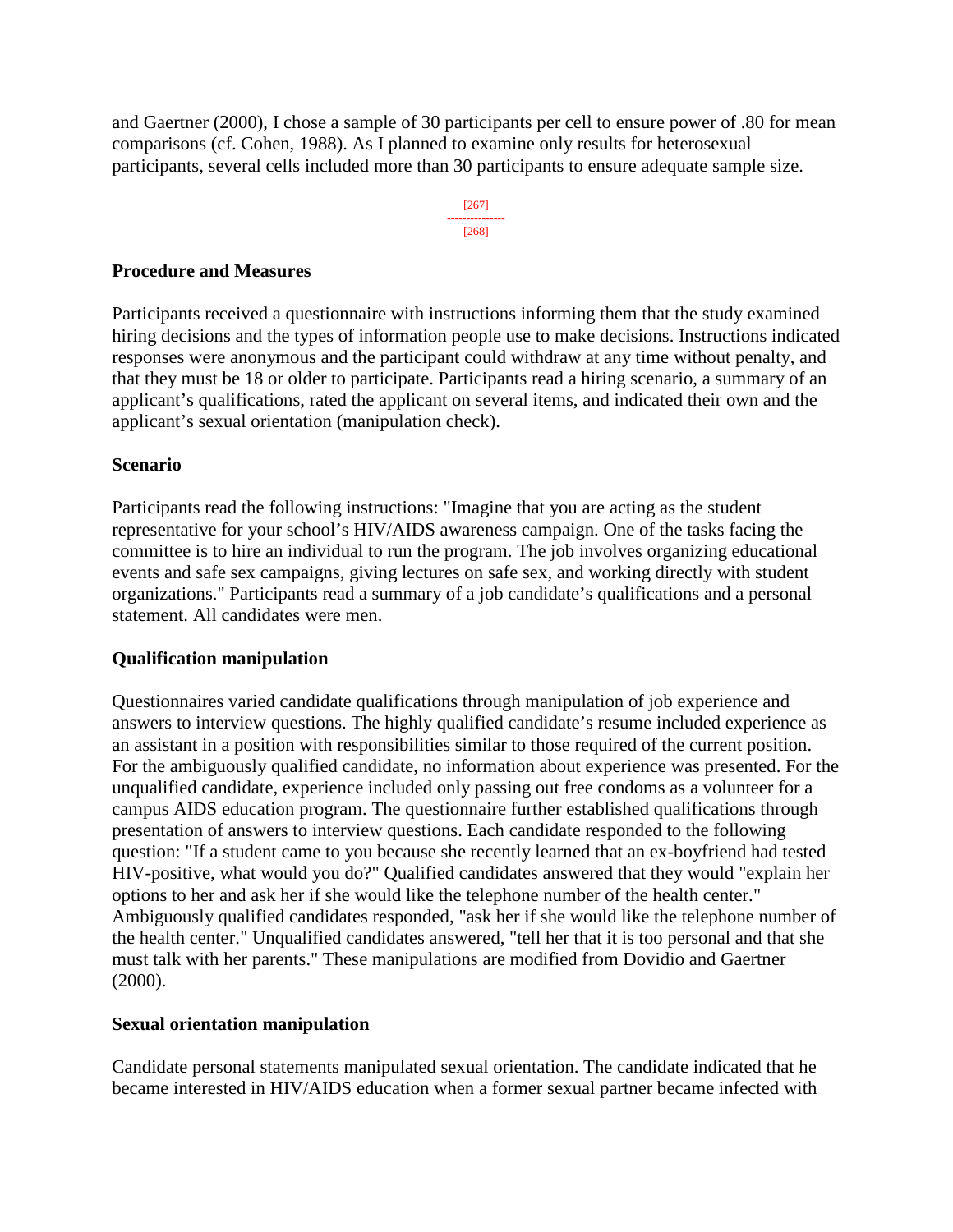and Gaertner (2000), I chose a sample of 30 participants per cell to ensure power of .80 for mean comparisons (cf. Cohen, 1988). As I planned to examine only results for heterosexual participants, several cells included more than 30 participants to ensure adequate sample size.

### Procedure and Measures

Participants received a questionnaire with instructions informing them that the study examined hiring decisions and the types of information people use to make decisions. Instructions indicated responses were anonymous and the participant could withdraw at any time without penalty, and that they must be 18 or older to participate. Participants read a hiring scenario, a summary of an applicant's qualifications, rated the applicant on several items, and indicated their own and the applicant's sexual orientation (manipulation check).

### Scenario

Participants read the following instructions: "Imagine that you are acting as the student representative for your school's HIV/AIDS awareness campaign. One of the tasks facing the committee is to hire an individual to run the program. The job involves organizing educational events and safe sex campaigns, giving lectures on safe sex, and working directly with student organizations." Participants read a summary of a job candidate's qualifications and a personal statement. All candidates were men.

### Qualification manipulation

Questionnaires varied candidate qualifications through manipulation of job experience and answers to interview questions. The highly qualified candidate's resume included experience as an assistant in a position with responsibilities similar to those required of the current position. For the ambiguously qualified candidate, no information about experience was presented. For the unqualified candidate, experience included only passing out free condoms as a volunteer for a campus AIDS education program. The questionnaire further established qualifications through presentation of answers to interview questions. Each candidate responded to the following question: "If a student came to you because she recently learned that an ex-boyfriend had tested HIV-positive, what would you do?" Qualified candidates answered that they would "explain her options to her and ask her if she would like the telephone number of the health center." Ambiguously qualified candidates responded, "ask her if she would like the telephone number of the health center." Unqualified candidates answered, "tell her that it is too personal and that she must talk with her parents." These manipulations are modified from Dovidio and Gaertner (2000).

### Sexual orientation manipulation

Candidate personal statements manipulated sexual orientation. The candidate indicated that he became interested in HIV/AIDS education when a former sexual partner became infected with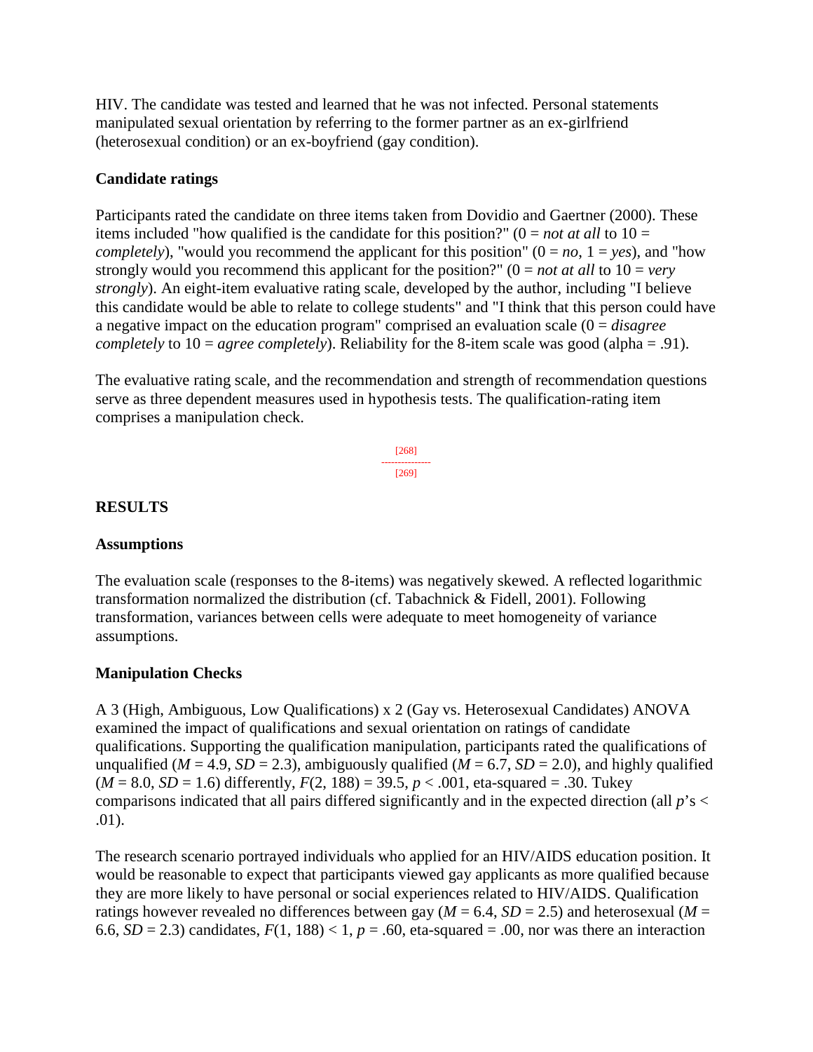HIV. The candidate was tested and learned that he was not infected. Personal statements manipulated sexual orientation by referring to the former partner as an ex-girlfriend (heterosexual condition) or an ex-boyfriend (gay condition).

### Candidate ratings

Participants rated the candidate on three items taken from Dovidio and Gaertner (2000). These items included "how qualified is the candidate for this position?" (0 = *not at all* to 10 = *completely*), "would you recommend the applicant for this position" (0 = *no*, 1 = *yes*), and "how strongly would you recommend this applicant for the position?" (0 = *not at all* to 10 = *very strongly*). An eight-item evaluative rating scale, developed by the author, including "I believe this candidate would be able to relate to college students" and "I think that this person could have a negative impact on the education program" comprised an evaluation scale (0 = *disagree completely* to 10 = *agree completely*). Reliability for the 8-item scale was good (alpha = .91).

The evaluative rating scale, and the recommendation and strength of recommendation questions serve as three dependent measures used in hypothesis tests. The qualification-rating item comprises a manipulation check.

## RESULTS

### Assumptions

The evaluation scale (responses to the 8-items) was negatively skewed. A reflected logarithmic transformation normalized the distribution (cf. Tabachnick & Fidell, 2001). Following transformation, variances between cells were adequate to meet homogeneity of variance assumptions.

### Manipulation Checks

A 3 (High, Ambiguous, Low Qualifications) x 2 (Gay vs. Heterosexual Candidates) ANOVA examined the impact of qualifications and sexual orientation on ratings of candidate qualifications. Supporting the qualification manipulation, participants rated the qualifications of unqualified ($M = 4.9$, $SD = 2.3$), ambiguously qualified ($M = 6.7$, $SD = 2.0$), and highly qualified ($M = 8.0$, $SD = 1.6$) differently, $F(2, 188) = 39.5$, $p < .001$, eta-squared = .30. Tukey comparisons indicated that all pairs differed significantly and in the expected direction (all $p$'s < .01).

The research scenario portrayed individuals who applied for an HIV/AIDS education position. It would be reasonable to expect that participants viewed gay applicants as more qualified because they are more likely to have personal or social experiences related to HIV/AIDS. Qualification ratings however revealed no differences between gay ($M = 6.4$, $SD = 2.5$) and heterosexual ($M = 6.6$, $SD = 2.3$) candidates, $F(1, 188) < 1$, $p = .60$, eta-squared = .00, nor was there an interaction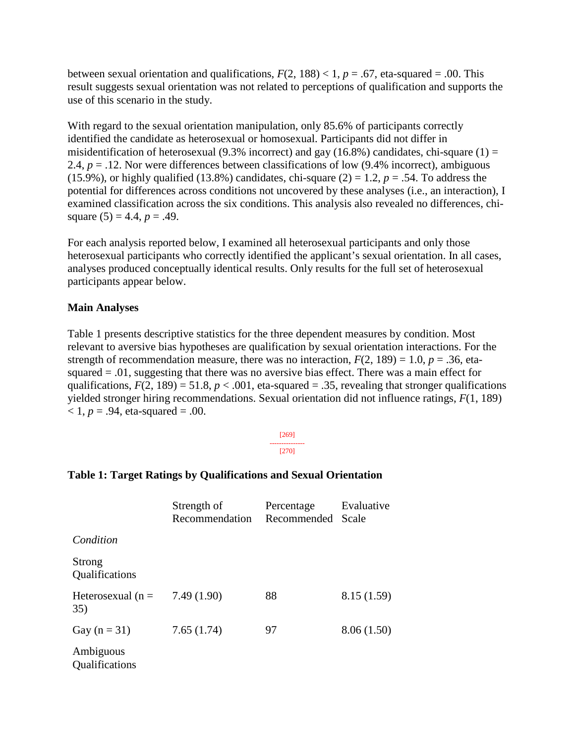between sexual orientation and qualifications, $F(2, 188) < 1$, $p = .67$, eta-squared = .00. This result suggests sexual orientation was not related to perceptions of qualification and supports the use of this scenario in the study.

With regard to the sexual orientation manipulation, only 85.6% of participants correctly identified the candidate as heterosexual or homosexual. Participants did not differ in misidentification of heterosexual (9.3% incorrect) and gay (16.8%) candidates, chi-square (1) = 2.4, $p = .12$. Nor were differences between classifications of low (9.4% incorrect), ambiguous (15.9%), or highly qualified (13.8%) candidates, chi-square (2) = 1.2, $p = .54$. To address the potential for differences across conditions not uncovered by these analyses (i.e., an interaction), I examined classification across the six conditions. This analysis also revealed no differences, chi-square (5) = 4.4, $p = .49$.

For each analysis reported below, I examined all heterosexual participants and only those heterosexual participants who correctly identified the applicant's sexual orientation. In all cases, analyses produced conceptually identical results. Only results for the full set of heterosexual participants appear below.

**Main Analyses**

Table 1 presents descriptive statistics for the three dependent measures by condition. Most relevant to aversive bias hypotheses are qualification by sexual orientation interactions. For the strength of recommendation measure, there was no interaction, $F(2, 189) = 1.0$, $p = .36$, eta-squared = .01, suggesting that there was no aversive bias effect. There was a main effect for qualifications, $F(2, 189) = 51.8$, $p < .001$, eta-squared = .35, revealing that stronger qualifications yielded stronger hiring recommendations. Sexual orientation did not influence ratings, $F(1, 189) < 1$, $p = .94$, eta-squared = .00.

**Table 1: Target Ratings by Qualifications and Sexual Orientation**

| | Strength of Recommendation | Percentage Recommended | Evaluative Scale |
|---|---|---|---|
| *Condition* | | | |
| Strong Qualifications | | | |
| Heterosexual (n = 35) | 7.49 (1.90) | 88 | 8.15 (1.59) |
| Gay (n = 31) | 7.65 (1.74) | 97 | 8.06 (1.50) |
| Ambiguous Qualifications | | | |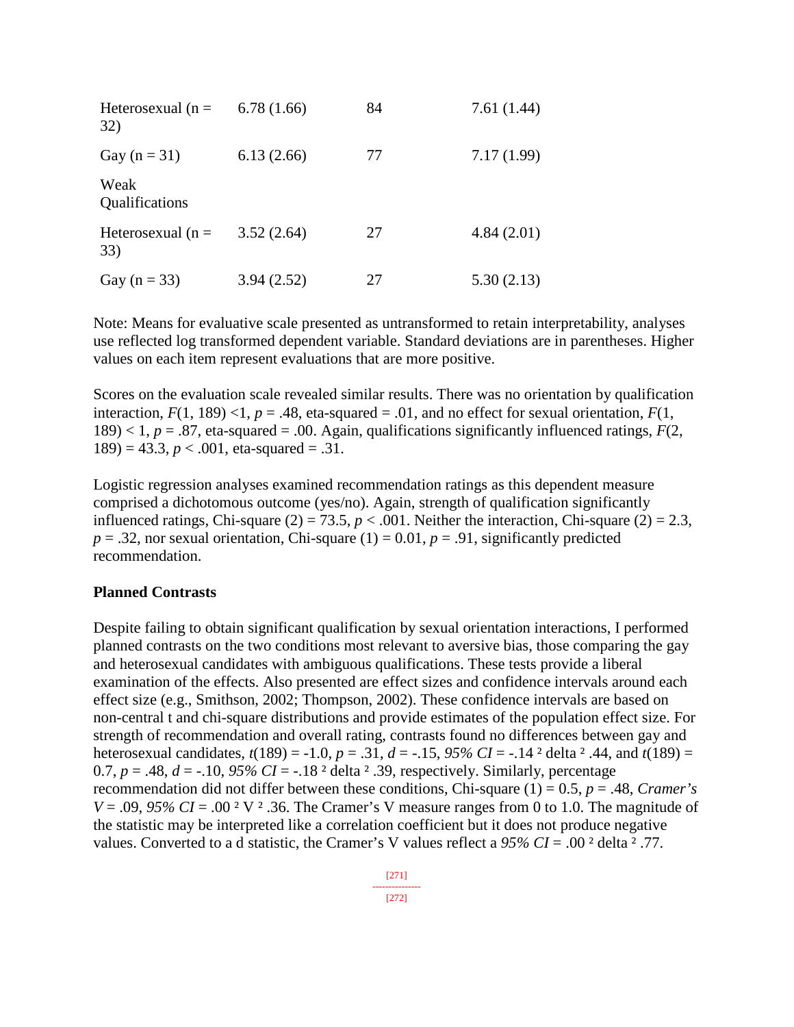| | | | |
|---|---|---|---|
| Heterosexual (n = 32) | 6.78 (1.66) | 84 | 7.61 (1.44) |
| Gay (n = 31) | 6.13 (2.66) | 77 | 7.17 (1.99) |
| Weak Qualifications | | | |
| Heterosexual (n = 33) | 3.52 (2.64) | 27 | 4.84 (2.01) |
| Gay (n = 33) | 3.94 (2.52) | 27 | 5.30 (2.13) |

Note: Means for evaluative scale presented as untransformed to retain interpretability, analyses use reflected log transformed dependent variable. Standard deviations are in parentheses. Higher values on each item represent evaluations that are more positive.

Scores on the evaluation scale revealed similar results. There was no orientation by qualification interaction, $F(1, 189) < 1$, $p = .48$, eta-squared = .01, and no effect for sexual orientation, $F(1, 189) < 1$, $p = .87$, eta-squared = .00. Again, qualifications significantly influenced ratings, $F(2, 189) = 43.3$, $p < .001$, eta-squared = .31.

Logistic regression analyses examined recommendation ratings as this dependent measure comprised a dichotomous outcome (yes/no). Again, strength of qualification significantly influenced ratings, Chi-square (2) = 73.5, $p < .001$. Neither the interaction, Chi-square (2) = 2.3, $p = .32$, nor sexual orientation, Chi-square (1) = 0.01, $p = .91$, significantly predicted recommendation.

**Planned Contrasts**

Despite failing to obtain significant qualification by sexual orientation interactions, I performed planned contrasts on the two conditions most relevant to aversive bias, those comparing the gay and heterosexual candidates with ambiguous qualifications. These tests provide a liberal examination of the effects. Also presented are effect sizes and confidence intervals around each effect size (e.g., Smithson, 2002; Thompson, 2002). These confidence intervals are based on non-central t and chi-square distributions and provide estimates of the population effect size. For strength of recommendation and overall rating, contrasts found no differences between gay and heterosexual candidates, $t(189) = -1.0$, $p = .31$, $d = -.15$, *95% CI* = -.14 ² delta ² .44, and $t(189) = 0.7$, $p = .48$, $d = -.10$, *95% CI* = -.18 ² delta ² .39, respectively. Similarly, percentage recommendation did not differ between these conditions, Chi-square (1) = 0.5, $p = .48$, *Cramer's V* = .09, *95% CI* = .00 ² V ² .36. The Cramer's V measure ranges from 0 to 1.0. The magnitude of the statistic may be interpreted like a correlation coefficient but it does not produce negative values. Converted to a d statistic, the Cramer's V values reflect a *95% CI* = .00 ² delta ² .77.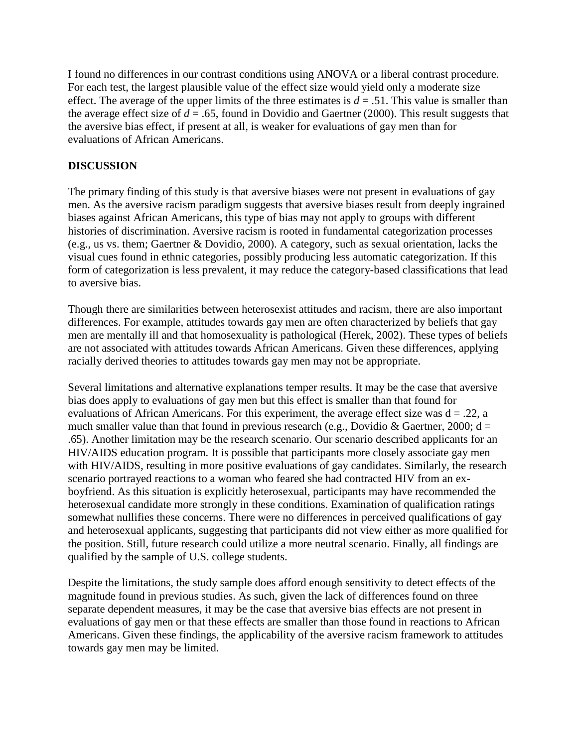I found no differences in our contrast conditions using ANOVA or a liberal contrast procedure. For each test, the largest plausible value of the effect size would yield only a moderate size effect. The average of the upper limits of the three estimates is $d = .51$. This value is smaller than the average effect size of $d = .65$, found in Dovidio and Gaertner (2000). This result suggests that the aversive bias effect, if present at all, is weaker for evaluations of gay men than for evaluations of African Americans.

## DISCUSSION

The primary finding of this study is that aversive biases were not present in evaluations of gay men. As the aversive racism paradigm suggests that aversive biases result from deeply ingrained biases against African Americans, this type of bias may not apply to groups with different histories of discrimination. Aversive racism is rooted in fundamental categorization processes (e.g., us vs. them; Gaertner & Dovidio, 2000). A category, such as sexual orientation, lacks the visual cues found in ethnic categories, possibly producing less automatic categorization. If this form of categorization is less prevalent, it may reduce the category-based classifications that lead to aversive bias.

Though there are similarities between heterosexist attitudes and racism, there are also important differences. For example, attitudes towards gay men are often characterized by beliefs that gay men are mentally ill and that homosexuality is pathological (Herek, 2002). These types of beliefs are not associated with attitudes towards African Americans. Given these differences, applying racially derived theories to attitudes towards gay men may not be appropriate.

Several limitations and alternative explanations temper results. It may be the case that aversive bias does apply to evaluations of gay men but this effect is smaller than that found for evaluations of African Americans. For this experiment, the average effect size was $d = .22$, a much smaller value than that found in previous research (e.g., Dovidio & Gaertner, 2000; $d = .65$). Another limitation may be the research scenario. Our scenario described applicants for an HIV/AIDS education program. It is possible that participants more closely associate gay men with HIV/AIDS, resulting in more positive evaluations of gay candidates. Similarly, the research scenario portrayed reactions to a woman who feared she had contracted HIV from an ex-boyfriend. As this situation is explicitly heterosexual, participants may have recommended the heterosexual candidate more strongly in these conditions. Examination of qualification ratings somewhat nullifies these concerns. There were no differences in perceived qualifications of gay and heterosexual applicants, suggesting that participants did not view either as more qualified for the position. Still, future research could utilize a more neutral scenario. Finally, all findings are qualified by the sample of U.S. college students.

Despite the limitations, the study sample does afford enough sensitivity to detect effects of the magnitude found in previous studies. As such, given the lack of differences found on three separate dependent measures, it may be the case that aversive bias effects are not present in evaluations of gay men or that these effects are smaller than those found in reactions to African Americans. Given these findings, the applicability of the aversive racism framework to attitudes towards gay men may be limited.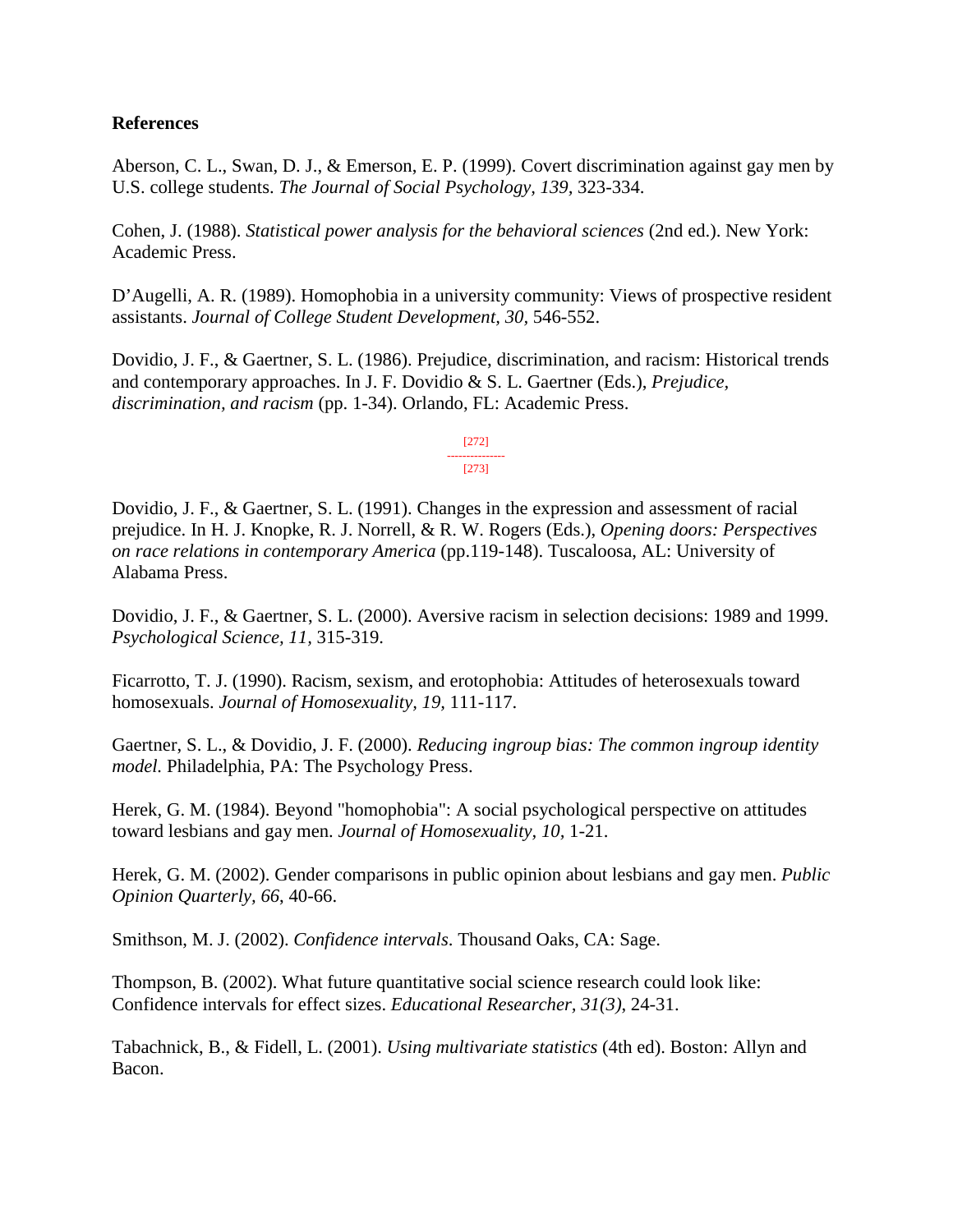**References**

Aberson, C. L., Swan, D. J., & Emerson, E. P. (1999). Covert discrimination against gay men by U.S. college students. *The Journal of Social Psychology, 139,* 323-334.

Cohen, J. (1988). *Statistical power analysis for the behavioral sciences* (2nd ed.). New York: Academic Press.

D'Augelli, A. R. (1989). Homophobia in a university community: Views of prospective resident assistants. *Journal of College Student Development, 30,* 546-552.

Dovidio, J. F., & Gaertner, S. L. (1986). Prejudice, discrimination, and racism: Historical trends and contemporary approaches. In J. F. Dovidio & S. L. Gaertner (Eds.), *Prejudice, discrimination, and racism* (pp. 1-34). Orlando, FL: Academic Press.

Dovidio, J. F., & Gaertner, S. L. (1991). Changes in the expression and assessment of racial prejudice. In H. J. Knopke, R. J. Norrell, & R. W. Rogers (Eds.), *Opening doors: Perspectives on race relations in contemporary America* (pp.119-148). Tuscaloosa, AL: University of Alabama Press.

Dovidio, J. F., & Gaertner, S. L. (2000). Aversive racism in selection decisions: 1989 and 1999. *Psychological Science, 11,* 315-319.

Ficarrotto, T. J. (1990). Racism, sexism, and erotophobia: Attitudes of heterosexuals toward homosexuals. *Journal of Homosexuality, 19,* 111-117.

Gaertner, S. L., & Dovidio, J. F. (2000). *Reducing ingroup bias: The common ingroup identity model.* Philadelphia, PA: The Psychology Press.

Herek, G. M. (1984). Beyond "homophobia": A social psychological perspective on attitudes toward lesbians and gay men. *Journal of Homosexuality, 10,* 1-21.

Herek, G. M. (2002). Gender comparisons in public opinion about lesbians and gay men. *Public Opinion Quarterly, 66,* 40-66.

Smithson, M. J. (2002). *Confidence intervals*. Thousand Oaks, CA: Sage.

Thompson, B. (2002). What future quantitative social science research could look like: Confidence intervals for effect sizes. *Educational Researcher, 31(3)*, 24-31.

Tabachnick, B., & Fidell, L. (2001). *Using multivariate statistics* (4th ed). Boston: Allyn and Bacon.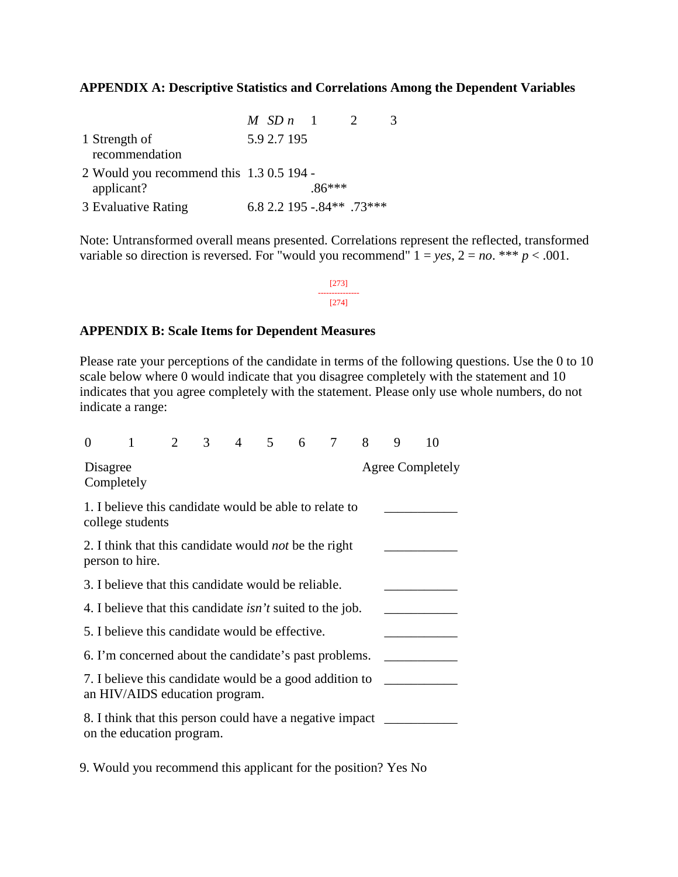## APPENDIX A: Descriptive Statistics and Correlations Among the Dependent Variables

| | *M* | *SD* | *n* | 1 | 2 | 3 |
|---|---|---|---|---|---|---|
| 1 Strength of recommendation | 5.9 | 2.7 | 195 | | | |
| 2 Would you recommend this applicant? | 1.3 | 0.5 | 194 | -.86*** | | |
| 3 Evaluative Rating | 6.8 | 2.2 | 195 | -.84** | .73*** | |

Note: Untransformed overall means presented. Correlations represent the reflected, transformed variable so direction is reversed. For "would you recommend" 1 = *yes*, 2 = *no*. *** $p < .001$.

## APPENDIX B: Scale Items for Dependent Measures

Please rate your perceptions of the candidate in terms of the following questions. Use the 0 to 10 scale below where 0 would indicate that you disagree completely with the statement and 10 indicates that you agree completely with the statement. Please only use whole numbers, do not indicate a range:

| 0 | 1 | 2 | 3 | 4 | 5 | 6 | 7 | 8 | 9 | 10 |
|---|---|---|---|---|---|---|---|---|---|---|
| Disagree Completely | | | | | | | | Agree Completely | | |

1. I believe this candidate would be able to relate to college students \_\_\_\_\_\_\_\_\_\_\_
2. I think that this candidate would *not* be the right person to hire. \_\_\_\_\_\_\_\_\_\_\_
3. I believe that this candidate would be reliable. \_\_\_\_\_\_\_\_\_\_\_
4. I believe that this candidate *isn't* suited to the job. \_\_\_\_\_\_\_\_\_\_\_
5. I believe this candidate would be effective. \_\_\_\_\_\_\_\_\_\_\_
6. I'm concerned about the candidate's past problems. \_\_\_\_\_\_\_\_\_\_\_
7. I believe this candidate would be a good addition to an HIV/AIDS education program. \_\_\_\_\_\_\_\_\_\_\_
8. I think that this person could have a negative impact on the education program. \_\_\_\_\_\_\_\_\_\_\_

9. Would you recommend this applicant for the position? Yes No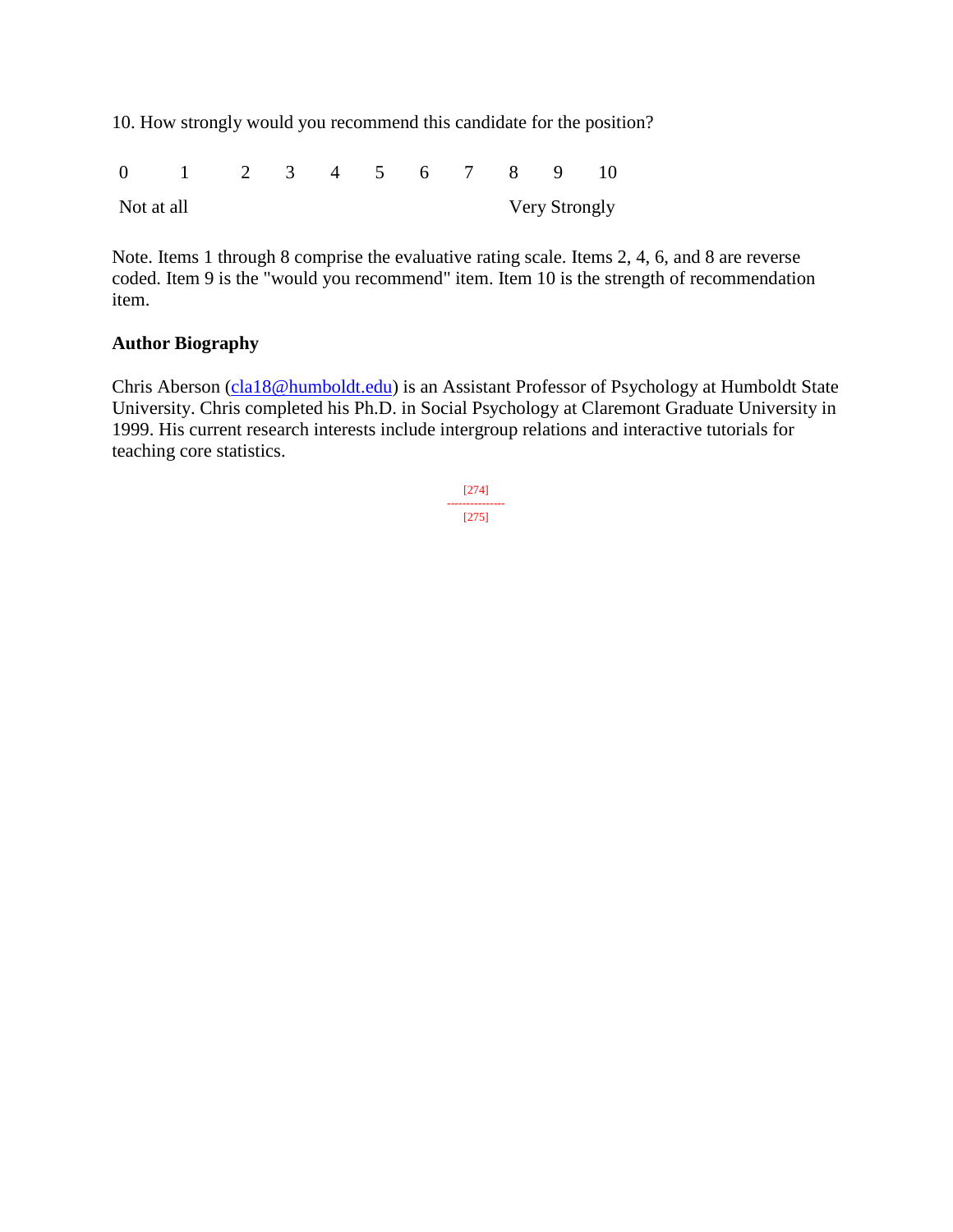10. How strongly would you recommend this candidate for the position?

| | | | | | | | | | | |
|---|---|---|---|---|---|---|---|---|---|---|
| 0 | 1 | 2 | 3 | 4 | 5 | 6 | 7 | 8 | 9 | 10 |
| Not at all | | | | | | | | Very Strongly | | |

Note. Items 1 through 8 comprise the evaluative rating scale. Items 2, 4, 6, and 8 are reverse coded. Item 9 is the "would you recommend" item. Item 10 is the strength of recommendation item.

**Author Biography**

Chris Aberson (cla18@humboldt.edu) is an Assistant Professor of Psychology at Humboldt State University. Chris completed his Ph.D. in Social Psychology at Claremont Graduate University in 1999. His current research interests include intergroup relations and interactive tutorials for teaching core statistics.

[274]
---------------
[275]